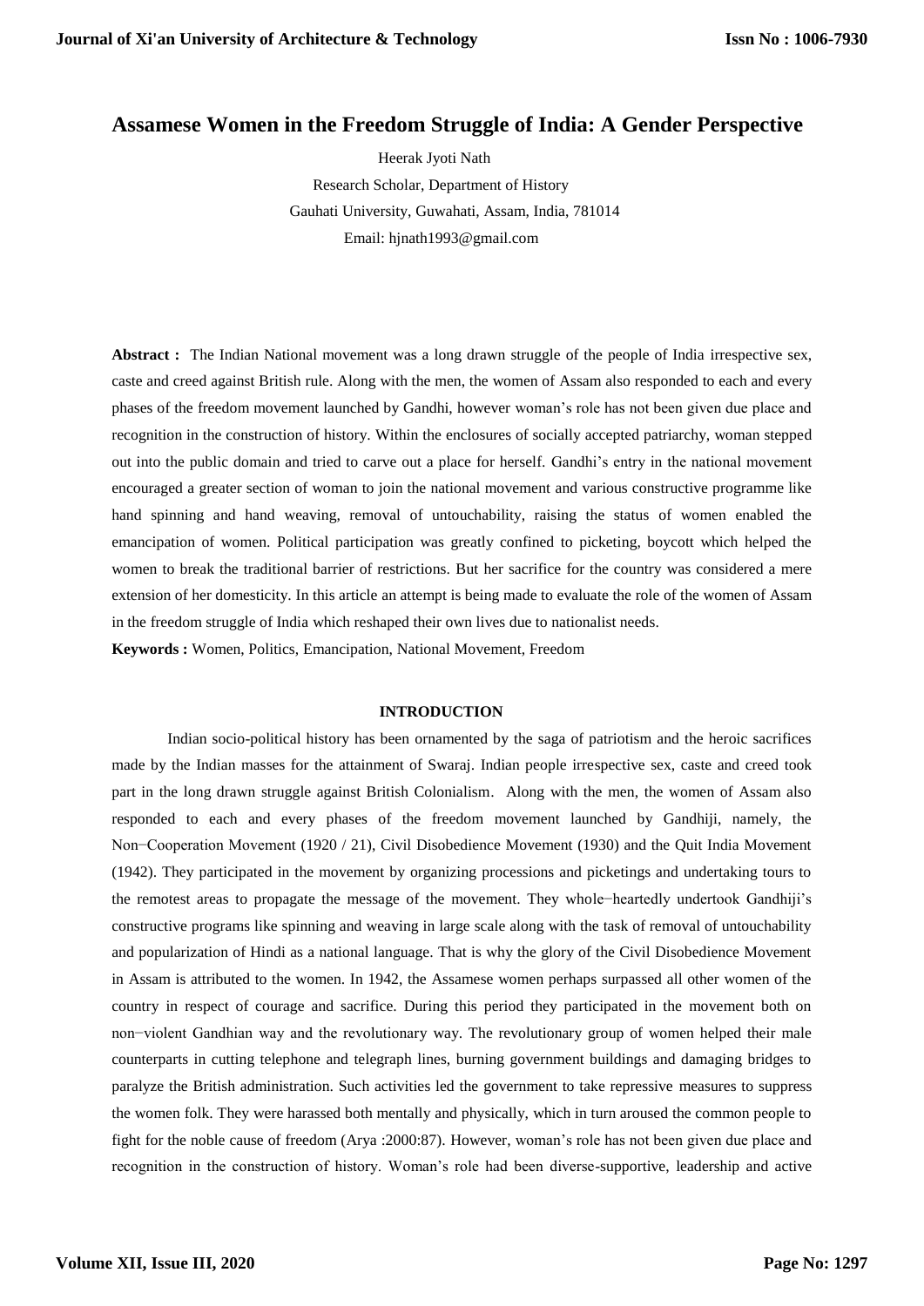# Assamese Women in the Freedom Struggle of India: A Gender Perspective

Heerak Jyoti Nath

Research Scholar, Department of History

Gauhati University, Guwahati, Assam, India, 781014

Email: hjnath1993@gmail.com

**Abstract :** The Indian National movement was a long drawn struggle of the people of India irrespective sex, caste and creed against British rule. Along with the men, the women of Assam also responded to each and every phases of the freedom movement launched by Gandhi, however woman's role has not been given due place and recognition in the construction of history. Within the enclosures of socially accepted patriarchy, woman stepped out into the public domain and tried to carve out a place for herself. Gandhi's entry in the national movement encouraged a greater section of woman to join the national movement and various constructive programme like hand spinning and hand weaving, removal of untouchability, raising the status of women enabled the emancipation of women. Political participation was greatly confined to picketing, boycott which helped the women to break the traditional barrier of restrictions. But her sacrifice for the country was considered a mere extension of her domesticity. In this article an attempt is being made to evaluate the role of the women of Assam in the freedom struggle of India which reshaped their own lives due to nationalist needs.

**Keywords :** Women, Politics, Emancipation, National Movement, Freedom

## INTRODUCTION

Indian socio-political history has been ornamented by the saga of patriotism and the heroic sacrifices made by the Indian masses for the attainment of Swaraj. Indian people irrespective sex, caste and creed took part in the long drawn struggle against British Colonialism. Along with the men, the women of Assam also responded to each and every phases of the freedom movement launched by Gandhiji, namely, the Non−Cooperation Movement (1920 / 21), Civil Disobedience Movement (1930) and the Quit India Movement (1942). They participated in the movement by organizing processions and picketings and undertaking tours to the remotest areas to propagate the message of the movement. They whole−heartedly undertook Gandhiji's constructive programs like spinning and weaving in large scale along with the task of removal of untouchability and popularization of Hindi as a national language. That is why the glory of the Civil Disobedience Movement in Assam is attributed to the women. In 1942, the Assamese women perhaps surpassed all other women of the country in respect of courage and sacrifice. During this period they participated in the movement both on non−violent Gandhian way and the revolutionary way. The revolutionary group of women helped their male counterparts in cutting telephone and telegraph lines, burning government buildings and damaging bridges to paralyze the British administration. Such activities led the government to take repressive measures to suppress the women folk. They were harassed both mentally and physically, which in turn aroused the common people to fight for the noble cause of freedom (Arya :2000:87). However, woman's role has not been given due place and recognition in the construction of history. Woman's role had been diverse-supportive, leadership and active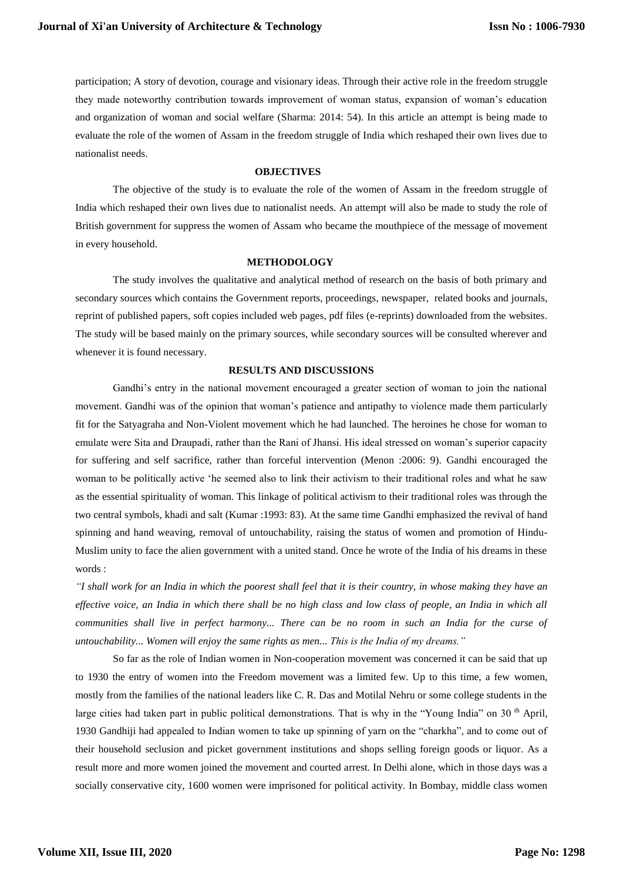participation; A story of devotion, courage and visionary ideas. Through their active role in the freedom struggle they made noteworthy contribution towards improvement of woman status, expansion of woman's education and organization of woman and social welfare (Sharma: 2014: 54). In this article an attempt is being made to evaluate the role of the women of Assam in the freedom struggle of India which reshaped their own lives due to nationalist needs.

## OBJECTIVES

The objective of the study is to evaluate the role of the women of Assam in the freedom struggle of India which reshaped their own lives due to nationalist needs. An attempt will also be made to study the role of British government for suppress the women of Assam who became the mouthpiece of the message of movement in every household.

## METHODOLOGY

The study involves the qualitative and analytical method of research on the basis of both primary and secondary sources which contains the Government reports, proceedings, newspaper, related books and journals, reprint of published papers, soft copies included web pages, pdf files (e-reprints) downloaded from the websites. The study will be based mainly on the primary sources, while secondary sources will be consulted wherever and whenever it is found necessary.

## RESULTS AND DISCUSSIONS

Gandhi's entry in the national movement encouraged a greater section of woman to join the national movement. Gandhi was of the opinion that woman's patience and antipathy to violence made them particularly fit for the Satyagraha and Non-Violent movement which he had launched. The heroines he chose for woman to emulate were Sita and Draupadi, rather than the Rani of Jhansi. His ideal stressed on woman's superior capacity for suffering and self sacrifice, rather than forceful intervention (Menon :2006: 9). Gandhi encouraged the woman to be politically active 'he seemed also to link their activism to their traditional roles and what he saw as the essential spirituality of woman. This linkage of political activism to their traditional roles was through the two central symbols, khadi and salt (Kumar :1993: 83). At the same time Gandhi emphasized the revival of hand spinning and hand weaving, removal of untouchability, raising the status of women and promotion of Hindu-Muslim unity to face the alien government with a united stand. Once he wrote of the India of his dreams in these words :

*"I shall work for an India in which the poorest shall feel that it is their country, in whose making they have an effective voice, an India in which there shall be no high class and low class of people, an India in which all communities shall live in perfect harmony... There can be no room in such an India for the curse of untouchability... Women will enjoy the same rights as men... This is the India of my dreams."*

So far as the role of Indian women in Non-cooperation movement was concerned it can be said that up to 1930 the entry of women into the Freedom movement was a limited few. Up to this time, a few women, mostly from the families of the national leaders like C. R. Das and Motilal Nehru or some college students in the large cities had taken part in public political demonstrations. That is why in the "Young India" on 30 th April, 1930 Gandhiji had appealed to Indian women to take up spinning of yarn on the "charkha", and to come out of their household seclusion and picket government institutions and shops selling foreign goods or liquor. As a result more and more women joined the movement and courted arrest. In Delhi alone, which in those days was a socially conservative city, 1600 women were imprisoned for political activity. In Bombay, middle class women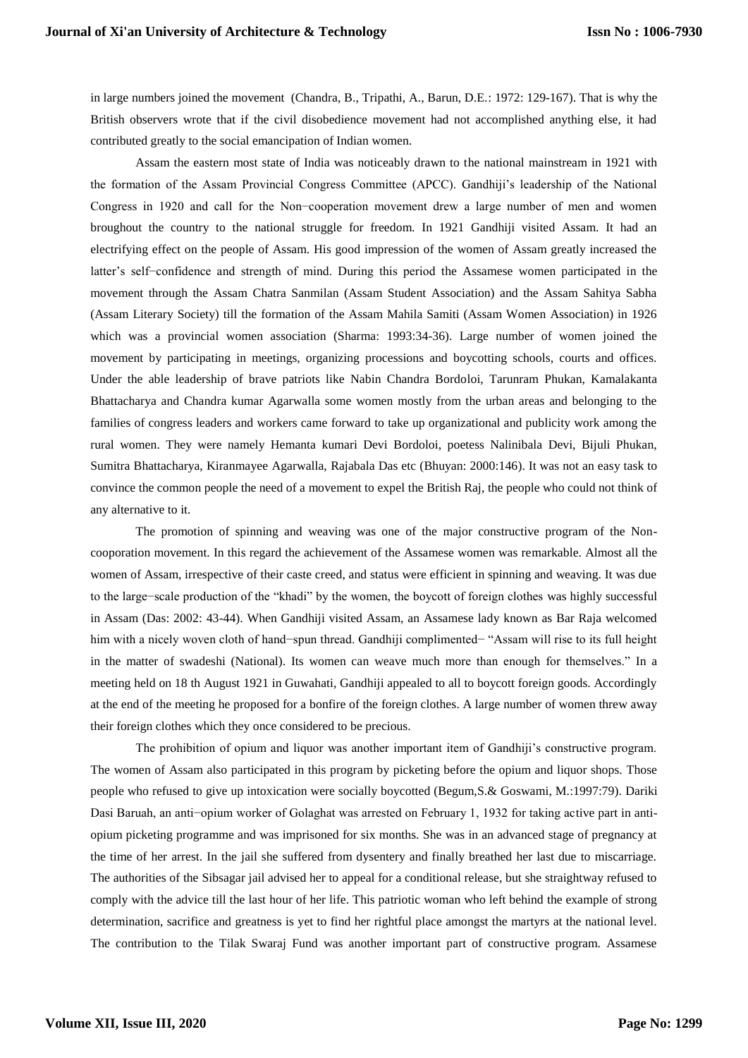in large numbers joined the movement (Chandra, B., Tripathi, A., Barun, D.E.: 1972: 129-167). That is why the British observers wrote that if the civil disobedience movement had not accomplished anything else, it had contributed greatly to the social emancipation of Indian women.

Assam the eastern most state of India was noticeably drawn to the national mainstream in 1921 with the formation of the Assam Provincial Congress Committee (APCC). Gandhiji's leadership of the National Congress in 1920 and call for the Non−cooperation movement drew a large number of men and women broughout the country to the national struggle for freedom. In 1921 Gandhiji visited Assam. It had an electrifying effect on the people of Assam. His good impression of the women of Assam greatly increased the latter's self−confidence and strength of mind. During this period the Assamese women participated in the movement through the Assam Chatra Sanmilan (Assam Student Association) and the Assam Sahitya Sabha (Assam Literary Society) till the formation of the Assam Mahila Samiti (Assam Women Association) in 1926 which was a provincial women association (Sharma: 1993:34-36). Large number of women joined the movement by participating in meetings, organizing processions and boycotting schools, courts and offices. Under the able leadership of brave patriots like Nabin Chandra Bordoloi, Tarunram Phukan, Kamalakanta Bhattacharya and Chandra kumar Agarwalla some women mostly from the urban areas and belonging to the families of congress leaders and workers came forward to take up organizational and publicity work among the rural women. They were namely Hemanta kumari Devi Bordoloi, poetess Nalinibala Devi, Bijuli Phukan, Sumitra Bhattacharya, Kiranmayee Agarwalla, Rajabala Das etc (Bhuyan: 2000:146). It was not an easy task to convince the common people the need of a movement to expel the British Raj, the people who could not think of any alternative to it.

The promotion of spinning and weaving was one of the major constructive program of the Non-cooperation movement. In this regard the achievement of the Assamese women was remarkable. Almost all the women of Assam, irrespective of their caste creed, and status were efficient in spinning and weaving. It was due to the large−scale production of the "khadi" by the women, the boycott of foreign clothes was highly successful in Assam (Das: 2002: 43-44). When Gandhiji visited Assam, an Assamese lady known as Bar Raja welcomed him with a nicely woven cloth of hand−spun thread. Gandhiji complimented− "Assam will rise to its full height in the matter of swadeshi (National). Its women can weave much more than enough for themselves." In a meeting held on 18 th August 1921 in Guwahati, Gandhiji appealed to all to boycott foreign goods. Accordingly at the end of the meeting he proposed for a bonfire of the foreign clothes. A large number of women threw away their foreign clothes which they once considered to be precious.

The prohibition of opium and liquor was another important item of Gandhiji's constructive program. The women of Assam also participated in this program by picketing before the opium and liquor shops. Those people who refused to give up intoxication were socially boycotted (Begum,S.& Goswami, M.:1997:79). Dariki Dasi Baruah, an anti−opium worker of Golaghat was arrested on February 1, 1932 for taking active part in anti-opium picketing programme and was imprisoned for six months. She was in an advanced stage of pregnancy at the time of her arrest. In the jail she suffered from dysentery and finally breathed her last due to miscarriage. The authorities of the Sibsagar jail advised her to appeal for a conditional release, but she straightway refused to comply with the advice till the last hour of her life. This patriotic woman who left behind the example of strong determination, sacrifice and greatness is yet to find her rightful place amongst the martyrs at the national level. The contribution to the Tilak Swaraj Fund was another important part of constructive program. Assamese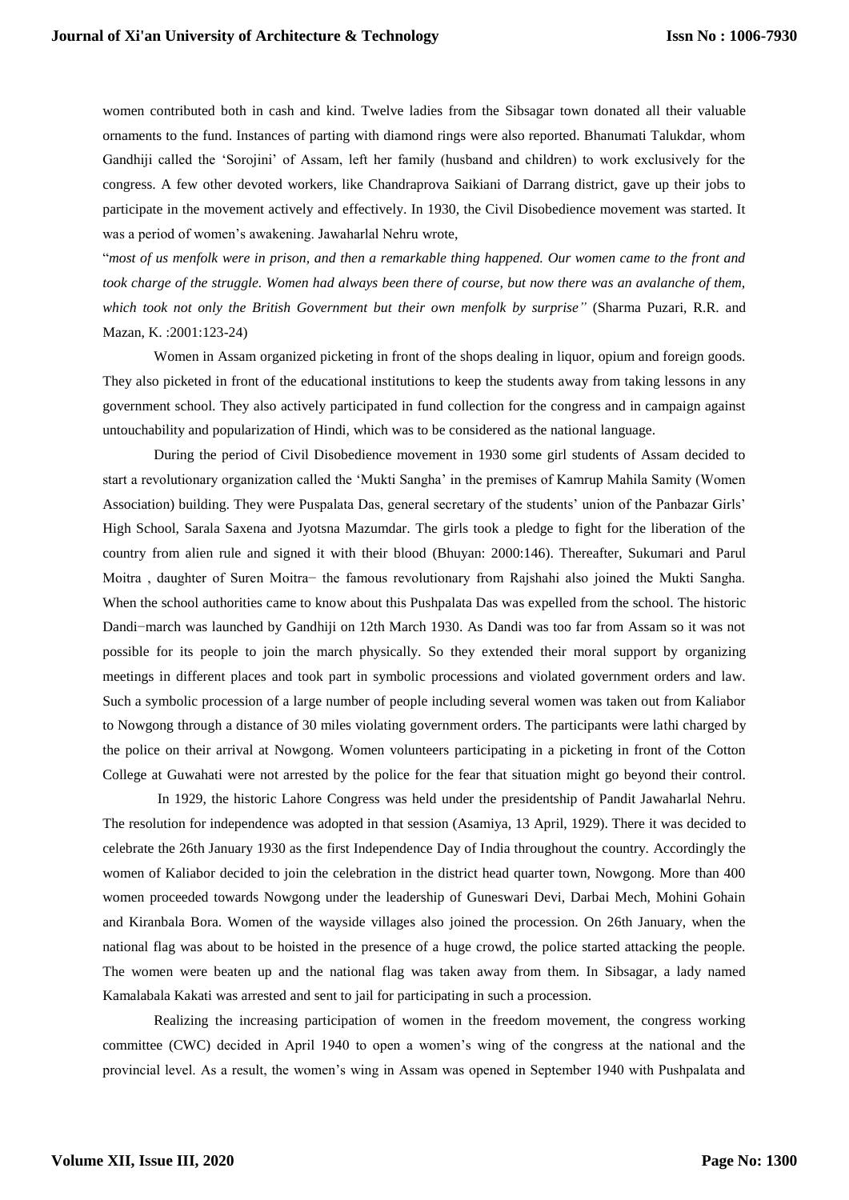women contributed both in cash and kind. Twelve ladies from the Sibsagar town donated all their valuable ornaments to the fund. Instances of parting with diamond rings were also reported. Bhanumati Talukdar, whom Gandhiji called the 'Sorojini' of Assam, left her family (husband and children) to work exclusively for the congress. A few other devoted workers, like Chandraprova Saikiani of Darrang district, gave up their jobs to participate in the movement actively and effectively. In 1930, the Civil Disobedience movement was started. It was a period of women's awakening. Jawaharlal Nehru wrote,

"*most of us menfolk were in prison, and then a remarkable thing happened. Our women came to the front and took charge of the struggle. Women had always been there of course, but now there was an avalanche of them, which took not only the British Government but their own menfolk by surprise"* (Sharma Puzari, R.R. and Mazan, K. :2001:123-24)

Women in Assam organized picketing in front of the shops dealing in liquor, opium and foreign goods. They also picketed in front of the educational institutions to keep the students away from taking lessons in any government school. They also actively participated in fund collection for the congress and in campaign against untouchability and popularization of Hindi, which was to be considered as the national language.

During the period of Civil Disobedience movement in 1930 some girl students of Assam decided to start a revolutionary organization called the 'Mukti Sangha' in the premises of Kamrup Mahila Samity (Women Association) building. They were Puspalata Das, general secretary of the students' union of the Panbazar Girls' High School, Sarala Saxena and Jyotsna Mazumdar. The girls took a pledge to fight for the liberation of the country from alien rule and signed it with their blood (Bhuyan: 2000:146). Thereafter, Sukumari and Parul Moitra , daughter of Suren Moitra− the famous revolutionary from Rajshahi also joined the Mukti Sangha. When the school authorities came to know about this Pushpalata Das was expelled from the school. The historic Dandi−march was launched by Gandhiji on 12th March 1930. As Dandi was too far from Assam so it was not possible for its people to join the march physically. So they extended their moral support by organizing meetings in different places and took part in symbolic processions and violated government orders and law. Such a symbolic procession of a large number of people including several women was taken out from Kaliabor to Nowgong through a distance of 30 miles violating government orders. The participants were lathi charged by the police on their arrival at Nowgong. Women volunteers participating in a picketing in front of the Cotton College at Guwahati were not arrested by the police for the fear that situation might go beyond their control.

In 1929, the historic Lahore Congress was held under the presidentship of Pandit Jawaharlal Nehru. The resolution for independence was adopted in that session (Asamiya, 13 April, 1929). There it was decided to celebrate the 26th January 1930 as the first Independence Day of India throughout the country. Accordingly the women of Kaliabor decided to join the celebration in the district head quarter town, Nowgong. More than 400 women proceeded towards Nowgong under the leadership of Guneswari Devi, Darbai Mech, Mohini Gohain and Kiranbala Bora. Women of the wayside villages also joined the procession. On 26th January, when the national flag was about to be hoisted in the presence of a huge crowd, the police started attacking the people. The women were beaten up and the national flag was taken away from them. In Sibsagar, a lady named Kamalabala Kakati was arrested and sent to jail for participating in such a procession.

Realizing the increasing participation of women in the freedom movement, the congress working committee (CWC) decided in April 1940 to open a women's wing of the congress at the national and the provincial level. As a result, the women's wing in Assam was opened in September 1940 with Pushpalata and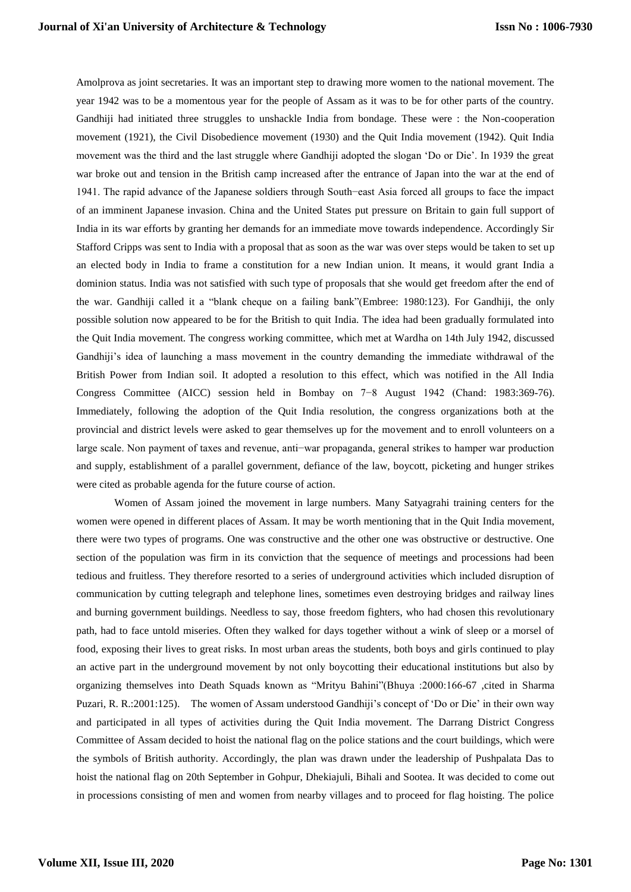Amolprova as joint secretaries. It was an important step to drawing more women to the national movement. The year 1942 was to be a momentous year for the people of Assam as it was to be for other parts of the country. Gandhiji had initiated three struggles to unshackle India from bondage. These were : the Non-cooperation movement (1921), the Civil Disobedience movement (1930) and the Quit India movement (1942). Quit India movement was the third and the last struggle where Gandhiji adopted the slogan 'Do or Die'. In 1939 the great war broke out and tension in the British camp increased after the entrance of Japan into the war at the end of 1941. The rapid advance of the Japanese soldiers through South−east Asia forced all groups to face the impact of an imminent Japanese invasion. China and the United States put pressure on Britain to gain full support of India in its war efforts by granting her demands for an immediate move towards independence. Accordingly Sir Stafford Cripps was sent to India with a proposal that as soon as the war was over steps would be taken to set up an elected body in India to frame a constitution for a new Indian union. It means, it would grant India a dominion status. India was not satisfied with such type of proposals that she would get freedom after the end of the war. Gandhiji called it a "blank cheque on a failing bank"(Embree: 1980:123). For Gandhiji, the only possible solution now appeared to be for the British to quit India. The idea had been gradually formulated into the Quit India movement. The congress working committee, which met at Wardha on 14th July 1942, discussed Gandhiji's idea of launching a mass movement in the country demanding the immediate withdrawal of the British Power from Indian soil. It adopted a resolution to this effect, which was notified in the All India Congress Committee (AICC) session held in Bombay on 7−8 August 1942 (Chand: 1983:369-76). Immediately, following the adoption of the Quit India resolution, the congress organizations both at the provincial and district levels were asked to gear themselves up for the movement and to enroll volunteers on a large scale. Non payment of taxes and revenue, anti−war propaganda, general strikes to hamper war production and supply, establishment of a parallel government, defiance of the law, boycott, picketing and hunger strikes were cited as probable agenda for the future course of action.

Women of Assam joined the movement in large numbers. Many Satyagrahi training centers for the women were opened in different places of Assam. It may be worth mentioning that in the Quit India movement, there were two types of programs. One was constructive and the other one was obstructive or destructive. One section of the population was firm in its conviction that the sequence of meetings and processions had been tedious and fruitless. They therefore resorted to a series of underground activities which included disruption of communication by cutting telegraph and telephone lines, sometimes even destroying bridges and railway lines and burning government buildings. Needless to say, those freedom fighters, who had chosen this revolutionary path, had to face untold miseries. Often they walked for days together without a wink of sleep or a morsel of food, exposing their lives to great risks. In most urban areas the students, both boys and girls continued to play an active part in the underground movement by not only boycotting their educational institutions but also by organizing themselves into Death Squads known as "Mrityu Bahini"(Bhuya :2000:166-67 ,cited in Sharma Puzari, R. R.:2001:125). The women of Assam understood Gandhiji's concept of 'Do or Die' in their own way and participated in all types of activities during the Quit India movement. The Darrang District Congress Committee of Assam decided to hoist the national flag on the police stations and the court buildings, which were the symbols of British authority. Accordingly, the plan was drawn under the leadership of Pushpalata Das to hoist the national flag on 20th September in Gohpur, Dhekiajuli, Bihali and Sootea. It was decided to come out in processions consisting of men and women from nearby villages and to proceed for flag hoisting. The police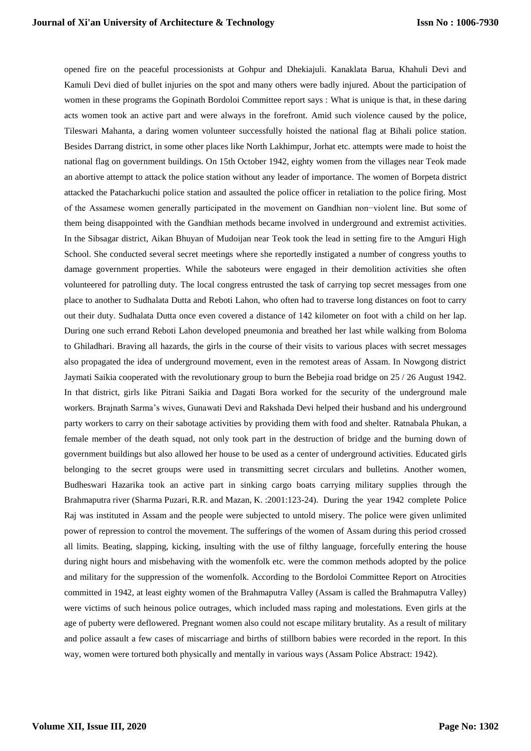opened fire on the peaceful processionists at Gohpur and Dhekiajuli. Kanaklata Barua, Khahuli Devi and Kamuli Devi died of bullet injuries on the spot and many others were badly injured. About the participation of women in these programs the Gopinath Bordoloi Committee report says : What is unique is that, in these daring acts women took an active part and were always in the forefront. Amid such violence caused by the police, Tileswari Mahanta, a daring women volunteer successfully hoisted the national flag at Bihali police station. Besides Darrang district, in some other places like North Lakhimpur, Jorhat etc. attempts were made to hoist the national flag on government buildings. On 15th October 1942, eighty women from the villages near Teok made an abortive attempt to attack the police station without any leader of importance. The women of Borpeta district attacked the Patacharkuchi police station and assaulted the police officer in retaliation to the police firing. Most of the Assamese women generally participated in the movement on Gandhian non−violent line. But some of them being disappointed with the Gandhian methods became involved in underground and extremist activities. In the Sibsagar district, Aikan Bhuyan of Mudoijan near Teok took the lead in setting fire to the Amguri High School. She conducted several secret meetings where she reportedly instigated a number of congress youths to damage government properties. While the saboteurs were engaged in their demolition activities she often volunteered for patrolling duty. The local congress entrusted the task of carrying top secret messages from one place to another to Sudhalata Dutta and Reboti Lahon, who often had to traverse long distances on foot to carry out their duty. Sudhalata Dutta once even covered a distance of 142 kilometer on foot with a child on her lap. During one such errand Reboti Lahon developed pneumonia and breathed her last while walking from Boloma to Ghiladhari. Braving all hazards, the girls in the course of their visits to various places with secret messages also propagated the idea of underground movement, even in the remotest areas of Assam. In Nowgong district Jaymati Saikia cooperated with the revolutionary group to burn the Bebejia road bridge on 25 / 26 August 1942. In that district, girls like Pitrani Saikia and Dagati Bora worked for the security of the underground male workers. Brajnath Sarma's wives, Gunawati Devi and Rakshada Devi helped their husband and his underground party workers to carry on their sabotage activities by providing them with food and shelter. Ratnabala Phukan, a female member of the death squad, not only took part in the destruction of bridge and the burning down of government buildings but also allowed her house to be used as a center of underground activities. Educated girls belonging to the secret groups were used in transmitting secret circulars and bulletins. Another women, Budheswari Hazarika took an active part in sinking cargo boats carrying military supplies through the Brahmaputra river (Sharma Puzari, R.R. and Mazan, K. :2001:123-24). During the year 1942 complete Police Raj was instituted in Assam and the people were subjected to untold misery. The police were given unlimited power of repression to control the movement. The sufferings of the women of Assam during this period crossed all limits. Beating, slapping, kicking, insulting with the use of filthy language, forcefully entering the house during night hours and misbehaving with the womenfolk etc. were the common methods adopted by the police and military for the suppression of the womenfolk. According to the Bordoloi Committee Report on Atrocities committed in 1942, at least eighty women of the Brahmaputra Valley (Assam is called the Brahmaputra Valley) were victims of such heinous police outrages, which included mass raping and molestations. Even girls at the age of puberty were deflowered. Pregnant women also could not escape military brutality. As a result of military and police assault a few cases of miscarriage and births of stillborn babies were recorded in the report. In this way, women were tortured both physically and mentally in various ways (Assam Police Abstract: 1942).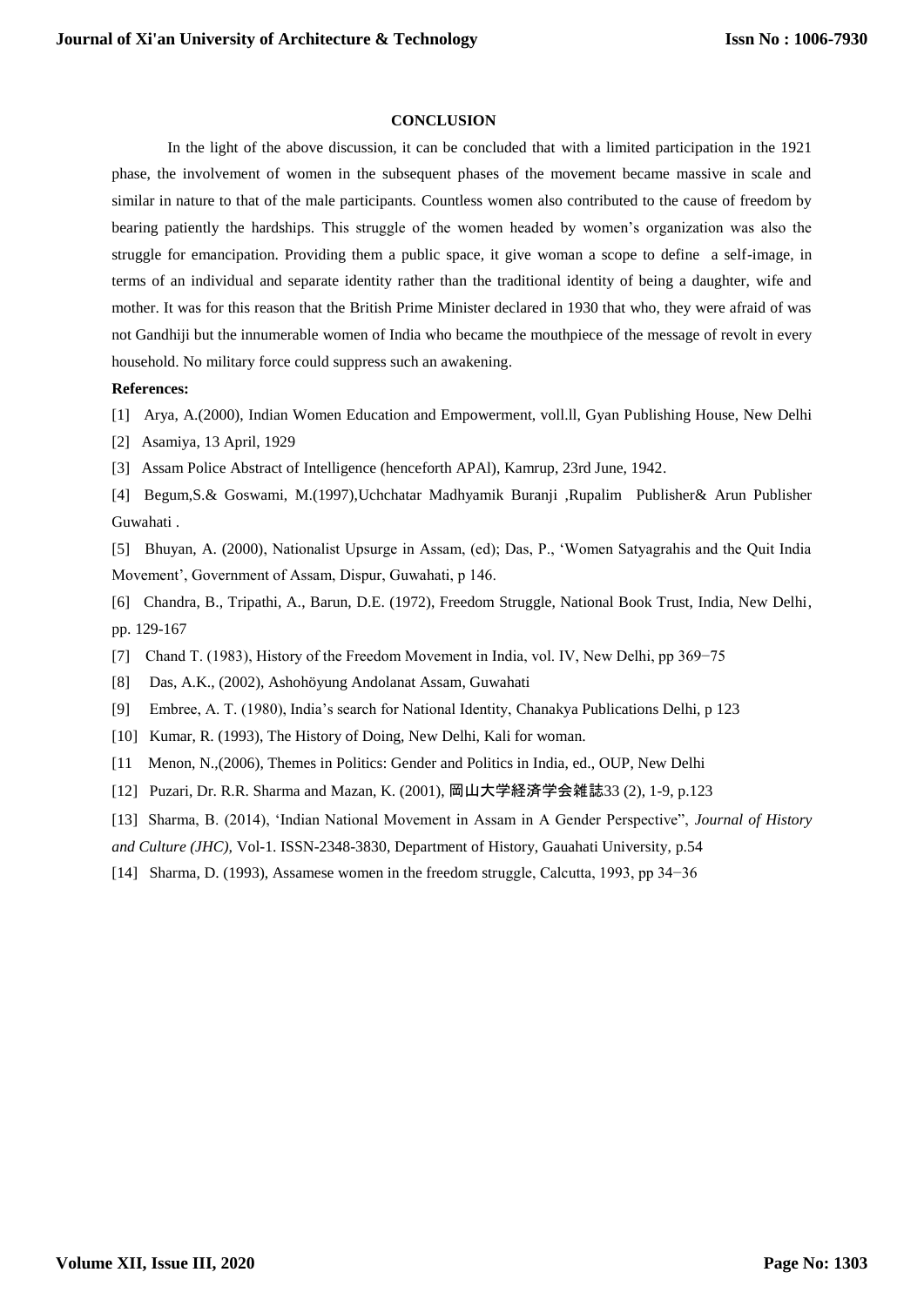## CONCLUSION

In the light of the above discussion, it can be concluded that with a limited participation in the 1921 phase, the involvement of women in the subsequent phases of the movement became massive in scale and similar in nature to that of the male participants. Countless women also contributed to the cause of freedom by bearing patiently the hardships. This struggle of the women headed by women's organization was also the struggle for emancipation. Providing them a public space, it give woman a scope to define a self-image, in terms of an individual and separate identity rather than the traditional identity of being a daughter, wife and mother. It was for this reason that the British Prime Minister declared in 1930 that who, they were afraid of was not Gandhiji but the innumerable women of India who became the mouthpiece of the message of revolt in every household. No military force could suppress such an awakening.

**References:**

[1] Arya, A.(2000), Indian Women Education and Empowerment, voll.ll, Gyan Publishing House, New Delhi

[2] Asamiya, 13 April, 1929

[3] Assam Police Abstract of Intelligence (henceforth APAl), Kamrup, 23rd June, 1942.

[4] Begum,S.& Goswami, M.(1997),Uchchatar Madhyamik Buranji ,Rupalim Publisher& Arun Publisher Guwahati .

[5] Bhuyan, A. (2000), Nationalist Upsurge in Assam, (ed); Das, P., 'Women Satyagrahis and the Quit India Movement', Government of Assam, Dispur, Guwahati, p 146.

[6] Chandra, B., Tripathi, A., Barun, D.E. (1972), Freedom Struggle, National Book Trust, India, New Delhi, pp. 129-167

[7] Chand T. (1983), History of the Freedom Movement in India, vol. IV, New Delhi, pp 369−75

[8] Das, A.K., (2002), Ashohöyung Andolanat Assam, Guwahati

[9] Embree, A. T. (1980), India's search for National Identity, Chanakya Publications Delhi, p 123

[10] Kumar, R. (1993), The History of Doing, New Delhi, Kali for woman.

[11 Menon, N.,(2006), Themes in Politics: Gender and Politics in India, ed., OUP, New Delhi

[12] Puzari, Dr. R.R. Sharma and Mazan, K. (2001), 岡山大学経済学会雑誌33 (2), 1-9, p.123

[13] Sharma, B. (2014), 'Indian National Movement in Assam in A Gender Perspective", *Journal of History and Culture (JHC)*, Vol-1. ISSN-2348-3830, Department of History, Gauahati University, p.54

[14] Sharma, D. (1993), Assamese women in the freedom struggle, Calcutta, 1993, pp 34−36